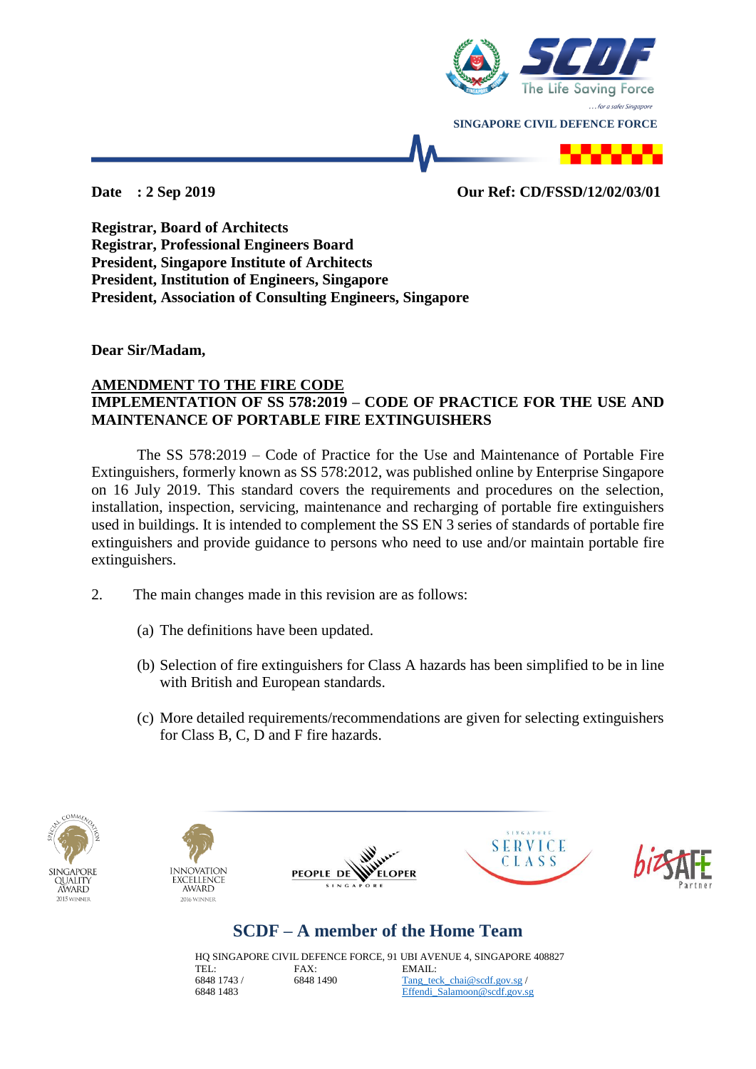SINGAPORE CIVIL DEFENCE FORCE

**Date : 2 Sep 2019** **Our Ref: CD/FSSD/12/02/03/01**

**Registrar, Board of Architects**
**Registrar, Professional Engineers Board**
**President, Singapore Institute of Architects**
**President, Institution of Engineers, Singapore**
**President, Association of Consulting Engineers, Singapore**

**Dear Sir/Madam,**

**AMENDMENT TO THE FIRE CODE**
**IMPLEMENTATION OF SS 578:2019 – CODE OF PRACTICE FOR THE USE AND MAINTENANCE OF PORTABLE FIRE EXTINGUISHERS**

The SS 578:2019 – Code of Practice for the Use and Maintenance of Portable Fire Extinguishers, formerly known as SS 578:2012, was published online by Enterprise Singapore on 16 July 2019. This standard covers the requirements and procedures on the selection, installation, inspection, servicing, maintenance and recharging of portable fire extinguishers used in buildings. It is intended to complement the SS EN 3 series of standards of portable fire extinguishers and provide guidance to persons who need to use and/or maintain portable fire extinguishers.

2. The main changes made in this revision are as follows:

(a) The definitions have been updated.

(b) Selection of fire extinguishers for Class A hazards has been simplified to be in line with British and European standards.

(c) More detailed requirements/recommendations are given for selecting extinguishers for Class B, C, D and F fire hazards.

**SCDF – A member of the Home Team**

HQ SINGAPORE CIVIL DEFENCE FORCE, 91 UBI AVENUE 4, SINGAPORE 408827

| TEL: | FAX: | EMAIL: |
|---|---|---|
| 6848 1743 / 6848 1483 | 6848 1490 | Tang_teck_chai@scdf.gov.sg / Effendi_Salamoon@scdf.gov.sg |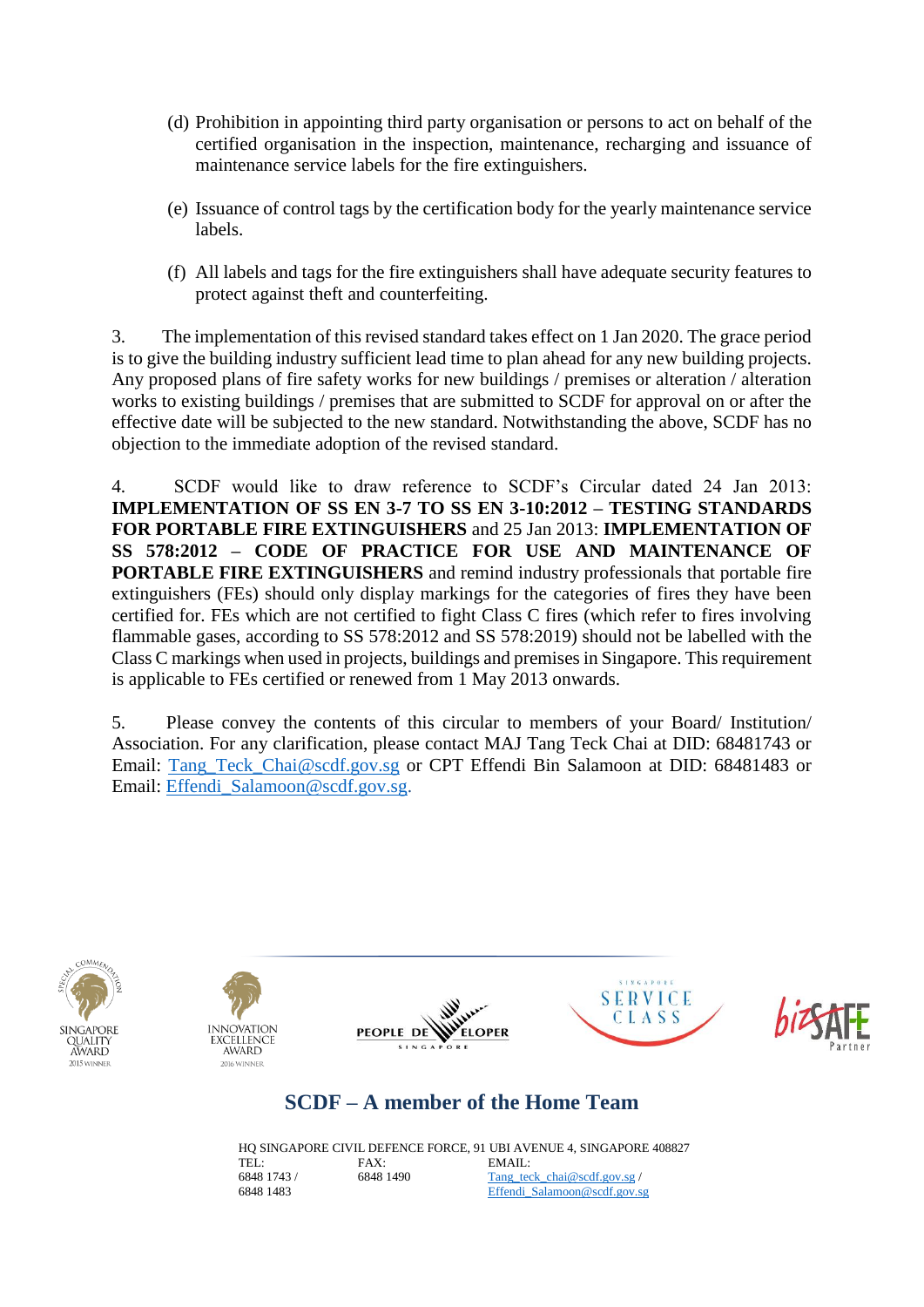(d) Prohibition in appointing third party organisation or persons to act on behalf of the certified organisation in the inspection, maintenance, recharging and issuance of maintenance service labels for the fire extinguishers.

(e) Issuance of control tags by the certification body for the yearly maintenance service labels.

(f) All labels and tags for the fire extinguishers shall have adequate security features to protect against theft and counterfeiting.

3. The implementation of this revised standard takes effect on 1 Jan 2020. The grace period is to give the building industry sufficient lead time to plan ahead for any new building projects. Any proposed plans of fire safety works for new buildings / premises or alteration / alteration works to existing buildings / premises that are submitted to SCDF for approval on or after the effective date will be subjected to the new standard. Notwithstanding the above, SCDF has no objection to the immediate adoption of the revised standard.

4. SCDF would like to draw reference to SCDF's Circular dated 24 Jan 2013: **IMPLEMENTATION OF SS EN 3-7 TO SS EN 3-10:2012 – TESTING STANDARDS FOR PORTABLE FIRE EXTINGUISHERS** and 25 Jan 2013: **IMPLEMENTATION OF SS 578:2012 – CODE OF PRACTICE FOR USE AND MAINTENANCE OF PORTABLE FIRE EXTINGUISHERS** and remind industry professionals that portable fire extinguishers (FEs) should only display markings for the categories of fires they have been certified for. FEs which are not certified to fight Class C fires (which refer to fires involving flammable gases, according to SS 578:2012 and SS 578:2019) should not be labelled with the Class C markings when used in projects, buildings and premises in Singapore. This requirement is applicable to FEs certified or renewed from 1 May 2013 onwards.

5. Please convey the contents of this circular to members of your Board/ Institution/ Association. For any clarification, please contact MAJ Tang Teck Chai at DID: 68481743 or Email: Tang_Teck_Chai@scdf.gov.sg or CPT Effendi Bin Salamoon at DID: 68481483 or Email: Effendi_Salamoon@scdf.gov.sg.

SINGAPORE QUALITY AWARD – SPECIAL COMMENDATION – 2015 WINNER | INNOVATION EXCELLENCE AWARD – 2016 WINNER | PEOPLE DEVELOPER SINGAPORE | SINGAPORE SERVICE CLASS | bizSAFE Partner

**SCDF – A member of the Home Team**

HQ SINGAPORE CIVIL DEFENCE FORCE, 91 UBI AVENUE 4, SINGAPORE 408827

| TEL: | FAX: | EMAIL: |
| --- | --- | --- |
| 6848 1743 / 6848 1483 | 6848 1490 | Tang_teck_chai@scdf.gov.sg / Effendi_Salamoon@scdf.gov.sg |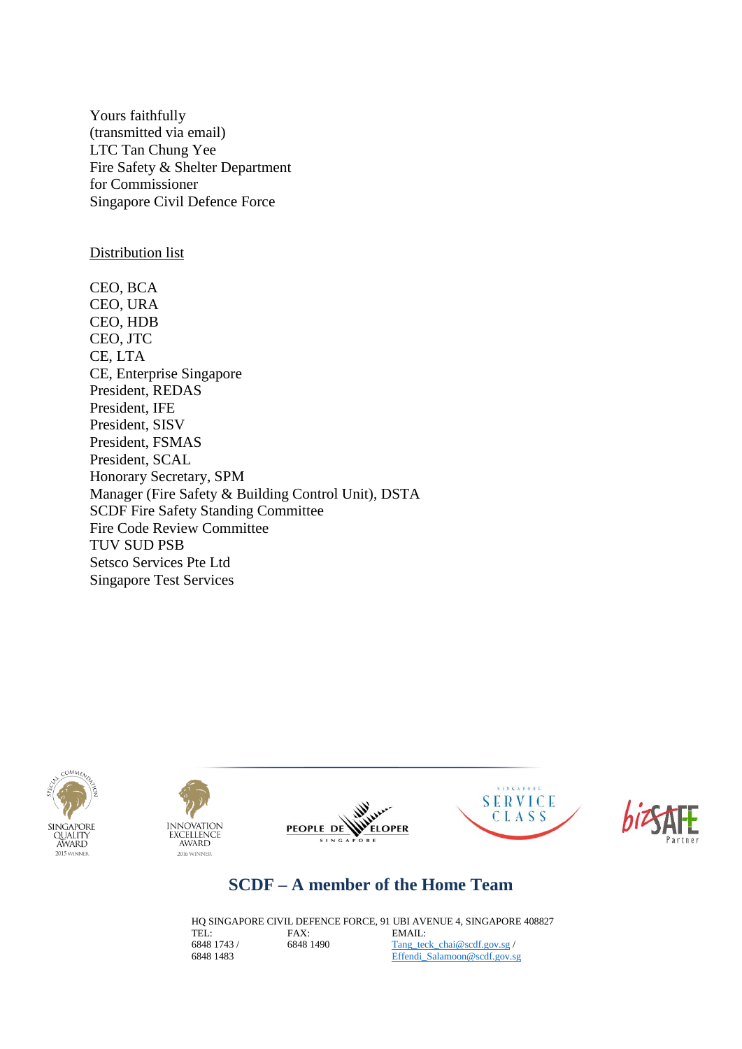Yours faithfully
(transmitted via email)
LTC Tan Chung Yee
Fire Safety & Shelter Department
for Commissioner
Singapore Civil Defence Force

Distribution list

CEO, BCA
CEO, URA
CEO, HDB
CEO, JTC
CE, LTA
CE, Enterprise Singapore
President, REDAS
President, IFE
President, SISV
President, FSMAS
President, SCAL
Honorary Secretary, SPM
Manager (Fire Safety & Building Control Unit), DSTA
SCDF Fire Safety Standing Committee
Fire Code Review Committee
TUV SUD PSB
Setsco Services Pte Ltd
Singapore Test Services

SINGAPORE QUALITY AWARD 2015 WINNER — SPECIAL COMMENDATION | INNOVATION EXCELLENCE AWARD 2016 WINNER | PEOPLE DEVELOPER SINGAPORE | SINGAPORE SERVICE CLASS | bizSAFE Partner

**SCDF – A member of the Home Team**

HQ SINGAPORE CIVIL DEFENCE FORCE, 91 UBI AVENUE 4, SINGAPORE 408827

| TEL: | FAX: | EMAIL: |
|---|---|---|
| 6848 1743 / 6848 1483 | 6848 1490 | Tang_teck_chai@scdf.gov.sg / Effendi_Salamoon@scdf.gov.sg |